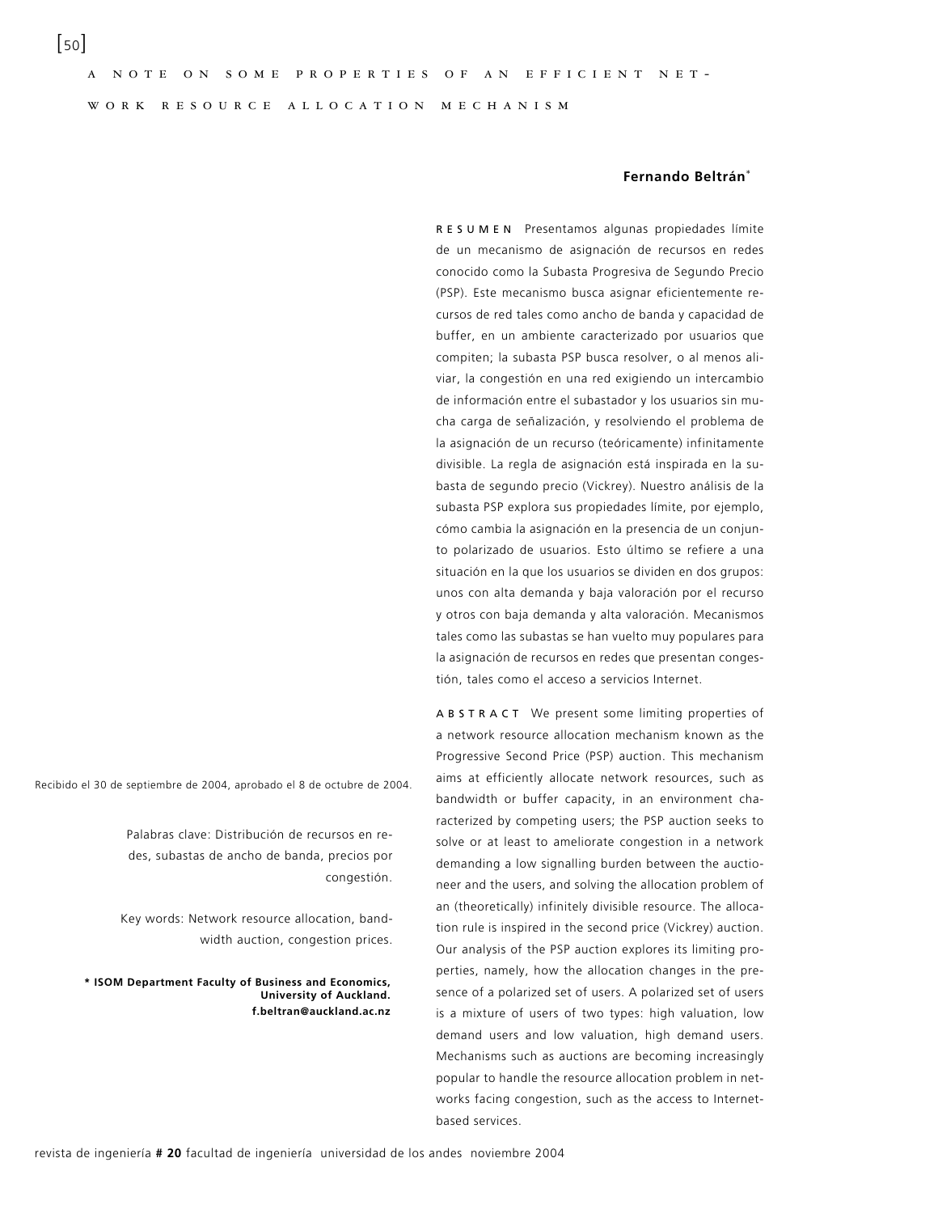# A NOTE ON SOME PROPERTIES OF AN EFFICIENT NETWORK RESOURCE ALLOCATION MECHANISM

**Fernando Beltrán***

**RESUMEN** Presentamos algunas propiedades límite de un mecanismo de asignación de recursos en redes conocido como la Subasta Progresiva de Segundo Precio (PSP). Este mecanismo busca asignar eficientemente recursos de red tales como ancho de banda y capacidad de buffer, en un ambiente caracterizado por usuarios que compiten; la subasta PSP busca resolver, o al menos aliviar, la congestión en una red exigiendo un intercambio de información entre el subastador y los usuarios sin mucha carga de señalización, y resolviendo el problema de la asignación de un recurso (teóricamente) infinitamente divisible. La regla de asignación está inspirada en la subasta de segundo precio (Vickrey). Nuestro análisis de la subasta PSP explora sus propiedades límite, por ejemplo, cómo cambia la asignación en la presencia de un conjunto polarizado de usuarios. Esto último se refiere a una situación en la que los usuarios se dividen en dos grupos: unos con alta demanda y baja valoración por el recurso y otros con baja demanda y alta valoración. Mecanismos tales como las subastas se han vuelto muy populares para la asignación de recursos en redes que presentan congestión, tales como el acceso a servicios Internet.

**ABSTRACT** We present some limiting properties of a network resource allocation mechanism known as the Progressive Second Price (PSP) auction. This mechanism aims at efficiently allocate network resources, such as bandwidth or buffer capacity, in an environment characterized by competing users; the PSP auction seeks to solve or at least to ameliorate congestion in a network demanding a low signalling burden between the auctioneer and the users, and solving the allocation problem of an (theoretically) infinitely divisible resource. The allocation rule is inspired in the second price (Vickrey) auction. Our analysis of the PSP auction explores its limiting properties, namely, how the allocation changes in the presence of a polarized set of users. A polarized set of users is a mixture of users of two types: high valuation, low demand users and low valuation, high demand users. Mechanisms such as auctions are becoming increasingly popular to handle the resource allocation problem in networks facing congestion, such as the access to Internet-based services.

Recibido el 30 de septiembre de 2004, aprobado el 8 de octubre de 2004.

Palabras clave: Distribución de recursos en redes, subastas de ancho de banda, precios por congestión.

Key words: Network resource allocation, bandwidth auction, congestion prices.

**\* ISOM Department Faculty of Business and Economics, University of Auckland. f.beltran@auckland.ac.nz**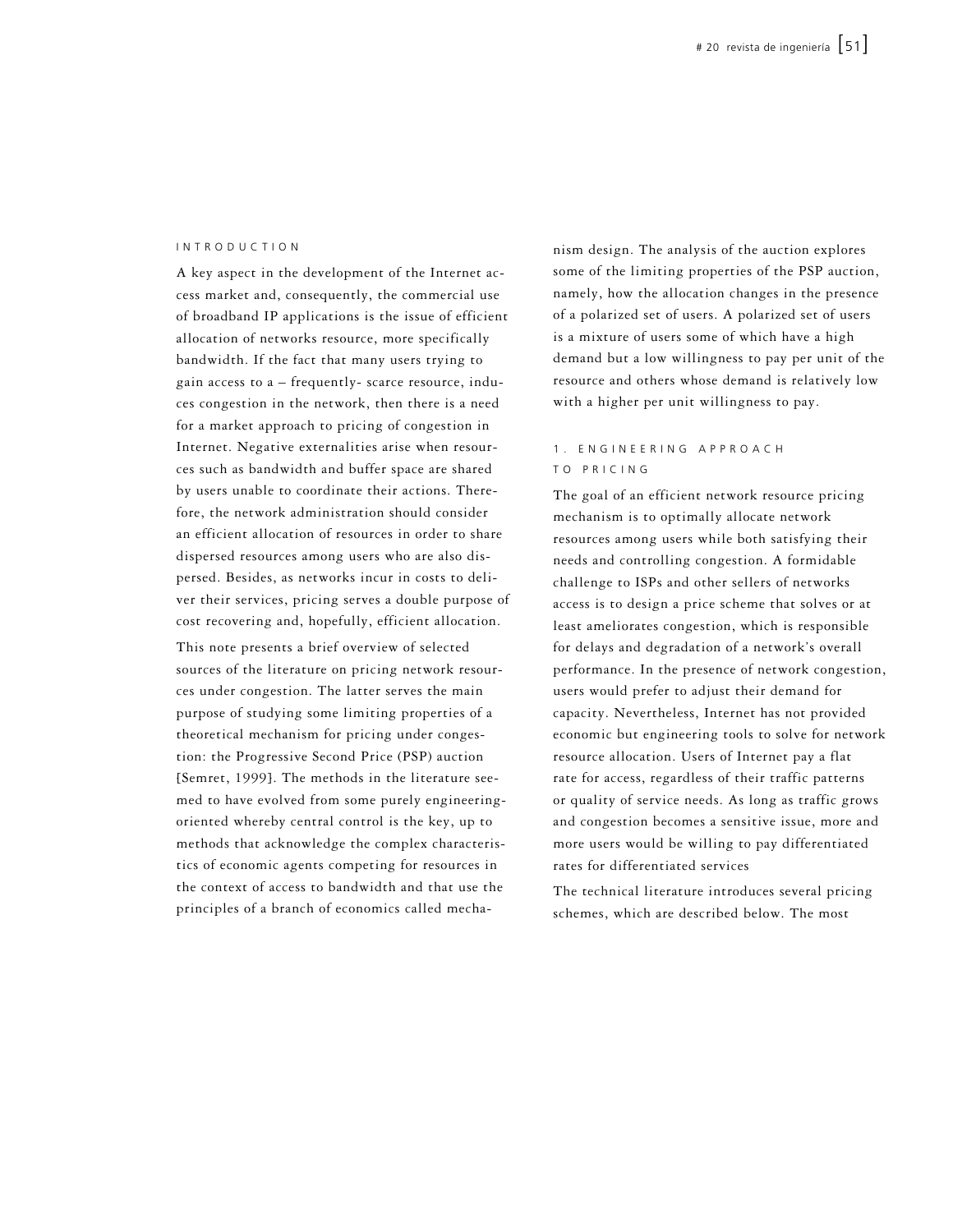## INTRODUCTION

A key aspect in the development of the Internet access market and, consequently, the commercial use of broadband IP applications is the issue of efficient allocation of networks resource, more specifically bandwidth. If the fact that many users trying to gain access to a – frequently- scarce resource, induces congestion in the network, then there is a need for a market approach to pricing of congestion in Internet. Negative externalities arise when resources such as bandwidth and buffer space are shared by users unable to coordinate their actions. Therefore, the network administration should consider an efficient allocation of resources in order to share dispersed resources among users who are also dispersed. Besides, as networks incur in costs to deliver their services, pricing serves a double purpose of cost recovering and, hopefully, efficient allocation.

This note presents a brief overview of selected sources of the literature on pricing network resources under congestion. The latter serves the main purpose of studying some limiting properties of a theoretical mechanism for pricing under congestion: the Progressive Second Price (PSP) auction [Semret, 1999]. The methods in the literature seemed to have evolved from some purely engineering-oriented whereby central control is the key, up to methods that acknowledge the complex characteristics of economic agents competing for resources in the context of access to bandwidth and that use the principles of a branch of economics called mechanism design. The analysis of the auction explores some of the limiting properties of the PSP auction, namely, how the allocation changes in the presence of a polarized set of users. A polarized set of users is a mixture of users some of which have a high demand but a low willingness to pay per unit of the resource and others whose demand is relatively low with a higher per unit willingness to pay.

## 1. ENGINEERING APPROACH TO PRICING

The goal of an efficient network resource pricing mechanism is to optimally allocate network resources among users while both satisfying their needs and controlling congestion. A formidable challenge to ISPs and other sellers of networks access is to design a price scheme that solves or at least ameliorates congestion, which is responsible for delays and degradation of a network's overall performance. In the presence of network congestion, users would prefer to adjust their demand for capacity. Nevertheless, Internet has not provided economic but engineering tools to solve for network resource allocation. Users of Internet pay a flat rate for access, regardless of their traffic patterns or quality of service needs. As long as traffic grows and congestion becomes a sensitive issue, more and more users would be willing to pay differentiated rates for differentiated services

The technical literature introduces several pricing schemes, which are described below. The most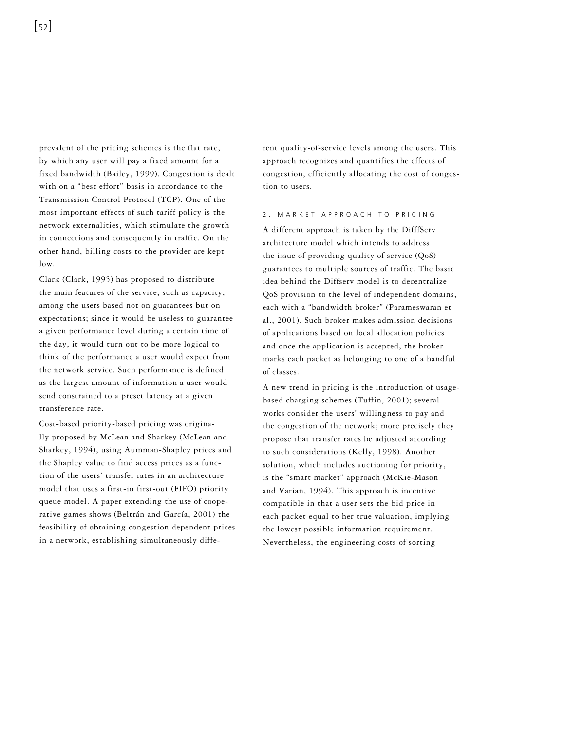prevalent of the pricing schemes is the flat rate, by which any user will pay a fixed amount for a fixed bandwidth (Bailey, 1999). Congestion is dealt with on a "best effort" basis in accordance to the Transmission Control Protocol (TCP). One of the most important effects of such tariff policy is the network externalities, which stimulate the growth in connections and consequently in traffic. On the other hand, billing costs to the provider are kept low.

Clark (Clark, 1995) has proposed to distribute the main features of the service, such as capacity, among the users based not on guarantees but on expectations; since it would be useless to guarantee a given performance level during a certain time of the day, it would turn out to be more logical to think of the performance a user would expect from the network service. Such performance is defined as the largest amount of information a user would send constrained to a preset latency at a given transference rate.

Cost-based priority-based pricing was originally proposed by McLean and Sharkey (McLean and Sharkey, 1994), using Aumman-Shapley prices and the Shapley value to find access prices as a function of the users' transfer rates in an architecture model that uses a first-in first-out (FIFO) priority queue model. A paper extending the use of cooperative games shows (Beltrán and García, 2001) the feasibility of obtaining congestion dependent prices in a network, establishing simultaneously different quality-of-service levels among the users. This approach recognizes and quantifies the effects of congestion, efficiently allocating the cost of congestion to users.

## 2. MARKET APPROACH TO PRICING

A different approach is taken by the DifffServ architecture model which intends to address the issue of providing quality of service (QoS) guarantees to multiple sources of traffic. The basic idea behind the Diffserv model is to decentralize QoS provision to the level of independent domains, each with a "bandwidth broker" (Parameswaran et al., 2001). Such broker makes admission decisions of applications based on local allocation policies and once the application is accepted, the broker marks each packet as belonging to one of a handful of classes.

A new trend in pricing is the introduction of usage-based charging schemes (Tuffin, 2001); several works consider the users' willingness to pay and the congestion of the network; more precisely they propose that transfer rates be adjusted according to such considerations (Kelly, 1998). Another solution, which includes auctioning for priority, is the "smart market" approach (McKie-Mason and Varian, 1994). This approach is incentive compatible in that a user sets the bid price in each packet equal to her true valuation, implying the lowest possible information requirement. Nevertheless, the engineering costs of sorting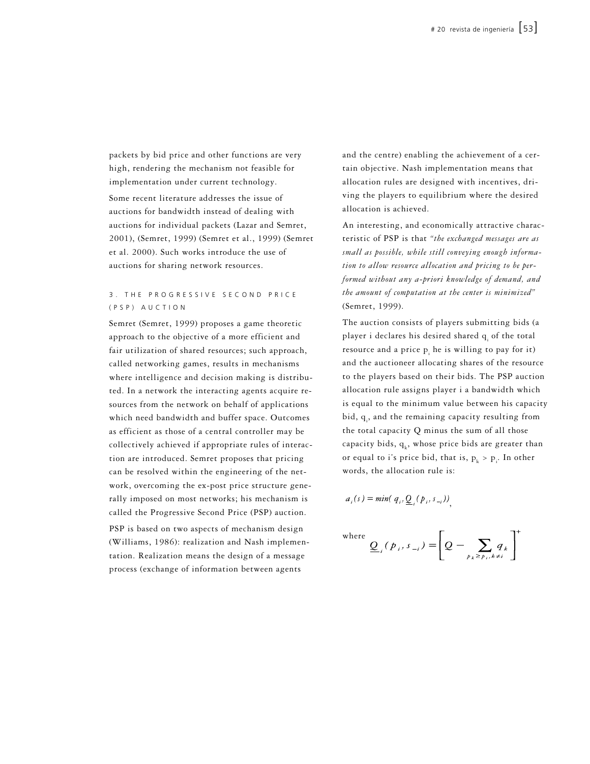packets by bid price and other functions are very high, rendering the mechanism not feasible for implementation under current technology.

Some recent literature addresses the issue of auctions for bandwidth instead of dealing with auctions for individual packets (Lazar and Semret, 2001), (Semret, 1999) (Semret et al., 1999) (Semret et al. 2000). Such works introduce the use of auctions for sharing network resources.

## 3. THE PROGRESSIVE SECOND PRICE (PSP) AUCTION

Semret (Semret, 1999) proposes a game theoretic approach to the objective of a more efficient and fair utilization of shared resources; such approach, called networking games, results in mechanisms where intelligence and decision making is distributed. In a network the interacting agents acquire resources from the network on behalf of applications which need bandwidth and buffer space. Outcomes as efficient as those of a central controller may be collectively achieved if appropriate rules of interaction are introduced. Semret proposes that pricing can be resolved within the engineering of the network, overcoming the ex-post price structure generally imposed on most networks; his mechanism is called the Progressive Second Price (PSP) auction.

PSP is based on two aspects of mechanism design (Williams, 1986): realization and Nash implementation. Realization means the design of a message process (exchange of information between agents and the centre) enabling the achievement of a certain objective. Nash implementation means that allocation rules are designed with incentives, driving the players to equilibrium where the desired allocation is achieved.

An interesting, and economically attractive characteristic of PSP is that *"the exchanged messages are as small as possible, while still conveying enough information to allow resource allocation and pricing to be performed without any a-priori knowledge of demand, and the amount of computation at the center is minimized"* (Semret, 1999).

The auction consists of players submitting bids (a player i declares his desired shared $q_i$ of the total resource and a price $p_i$ he is willing to pay for it) and the auctioneer allocating shares of the resource to the players based on their bids. The PSP auction allocation rule assigns player i a bandwidth which is equal to the minimum value between his capacity bid, $q_i$, and the remaining capacity resulting from the total capacity Q minus the sum of all those capacity bids, $q_k$, whose price bids are greater than or equal to i's price bid, that is, $p_k > p_i$. In other words, the allocation rule is:

$$a_i(s) = min(q_i, \underline{Q}_i(p_i, s_{-i})),$$

where

$$\underline{Q}_i(p_i, s_{-i}) = \left[ Q - \sum_{p_k \geq p_i, k \neq i} q_k \right]^+$$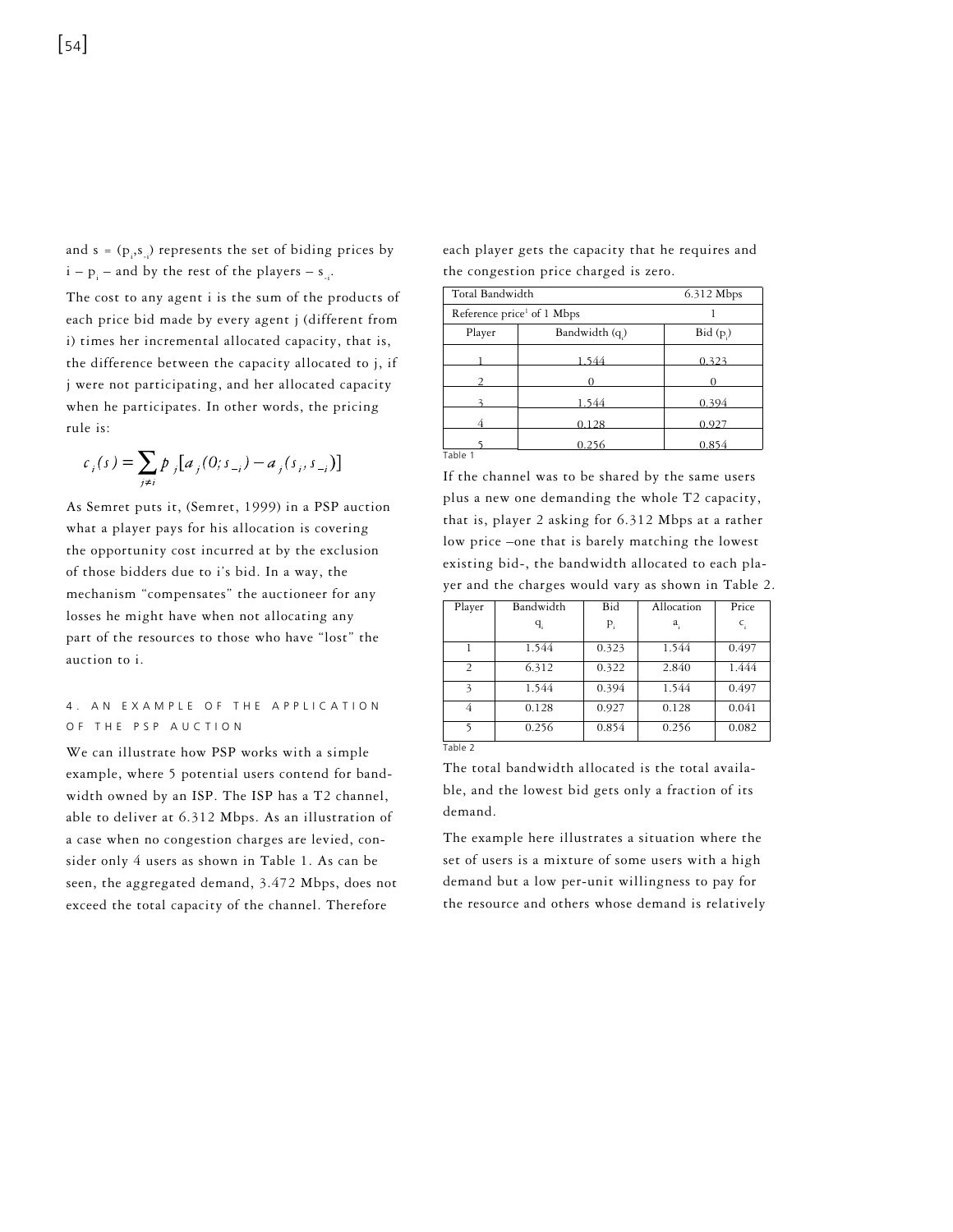and $s = (p_i, s_{-i})$ represents the set of biding prices by $i$ – $p_i$ – and by the rest of the players – $s_{-i}$.

The cost to any agent i is the sum of the products of each price bid made by every agent j (different from i) times her incremental allocated capacity, that is, the difference between the capacity allocated to j, if j were not participating, and her allocated capacity when he participates. In other words, the pricing rule is:

$$c_i(s) = \sum_{j \neq i} p_j [a_j(0; s_{-i}) - a_j(s_i, s_{-i})]$$

As Semret puts it, (Semret, 1999) in a PSP auction what a player pays for his allocation is covering the opportunity cost incurred at by the exclusion of those bidders due to i's bid. In a way, the mechanism "compensates" the auctioneer for any losses he might have when not allocating any part of the resources to those who have "lost" the auction to i.

## 4. AN EXAMPLE OF THE APPLICATION OF THE PSP AUCTION

We can illustrate how PSP works with a simple example, where 5 potential users contend for bandwidth owned by an ISP. The ISP has a T2 channel, able to deliver at 6.312 Mbps. As an illustration of a case when no congestion charges are levied, consider only 4 users as shown in Table 1. As can be seen, the aggregated demand, 3.472 Mbps, does not exceed the total capacity of the channel. Therefore each player gets the capacity that he requires and the congestion price charged is zero.

| Total Bandwidth | | 6.312 Mbps |
|---|---|---|
| Reference price[1] of 1 Mbps | | 1 |
| Player | Bandwidth ($q_i$) | Bid ($p_i$) |
| 1 | 1.544 | 0.323 |
| 2 | 0 | 0 |
| 3 | 1.544 | 0.394 |
| 4 | 0.128 | 0.927 |
| 5 | 0.256 | 0.854 |

Table 1

If the channel was to be shared by the same users plus a new one demanding the whole T2 capacity, that is, player 2 asking for 6.312 Mbps at a rather low price –one that is barely matching the lowest existing bid-, the bandwidth allocated to each player and the charges would vary as shown in Table 2.

| Player | Bandwidth $q_i$ | Bid $p_i$ | Allocation $a_i$ | Price $c_i$ |
|---|---|---|---|---|
| 1 | 1.544 | 0.323 | 1.544 | 0.497 |
| 2 | 6.312 | 0.322 | 2.840 | 1.444 |
| 3 | 1.544 | 0.394 | 1.544 | 0.497 |
| 4 | 0.128 | 0.927 | 0.128 | 0.041 |
| 5 | 0.256 | 0.854 | 0.256 | 0.082 |

Table 2

The total bandwidth allocated is the total available, and the lowest bid gets only a fraction of its demand.

The example here illustrates a situation where the set of users is a mixture of some users with a high demand but a low per-unit willingness to pay for the resource and others whose demand is relatively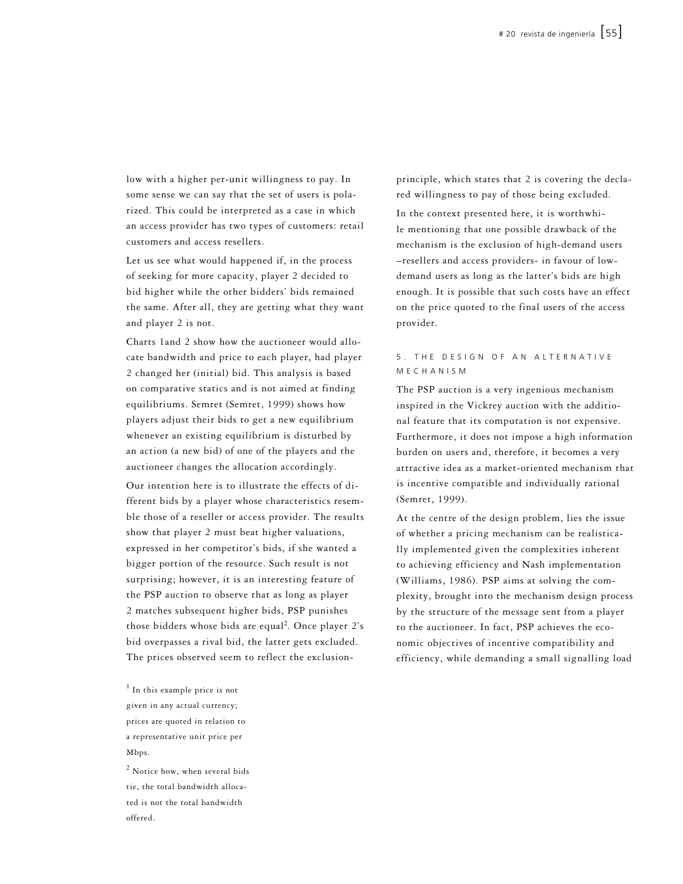low with a higher per-unit willingness to pay. In some sense we can say that the set of users is polarized. This could be interpreted as a case in which an access provider has two types of customers: retail customers and access resellers.

Let us see what would happened if, in the process of seeking for more capacity, player 2 decided to bid higher while the other bidders' bids remained the same. After all, they are getting what they want and player 2 is not.

Charts 1and 2 show how the auctioneer would allocate bandwidth and price to each player, had player 2 changed her (initial) bid. This analysis is based on comparative statics and is not aimed at finding equilibriums. Semret (Semret, 1999) shows how players adjust their bids to get a new equilibrium whenever an existing equilibrium is disturbed by an action (a new bid) of one of the players and the auctioneer changes the allocation accordingly.

Our intention here is to illustrate the effects of different bids by a player whose characteristics resemble those of a reseller or access provider. The results show that player 2 must beat higher valuations, expressed in her competitor's bids, if she wanted a bigger portion of the resource. Such result is not surprising; however, it is an interesting feature of the PSP auction to observe that as long as player 2 matches subsequent higher bids, PSP punishes those bidders whose bids are equal[2]. Once player 2's bid overpasses a rival bid, the latter gets excluded. The prices observed seem to reflect the exclusion-principle, which states that 2 is covering the declared willingness to pay of those being excluded.

In the context presented here, it is worthwhile mentioning that one possible drawback of the mechanism is the exclusion of high-demand users –resellers and access providers- in favour of low-demand users as long as the latter's bids are high enough. It is possible that such costs have an effect on the price quoted to the final users of the access provider.

## 5. THE DESIGN OF AN ALTERNATIVE MECHANISM

The PSP auction is a very ingenious mechanism inspired in the Vickrey auction with the additional feature that its computation is not expensive. Furthermore, it does not impose a high information burden on users and, therefore, it becomes a very attractive idea as a market-oriented mechanism that is incentive compatible and individually rational (Semret, 1999).

At the centre of the design problem, lies the issue of whether a pricing mechanism can be realistically implemented given the complexities inherent to achieving efficiency and Nash implementation (Williams, 1986). PSP aims at solving the complexity, brought into the mechanism design process by the structure of the message sent from a player to the auctioneer. In fact, PSP achieves the economic objectives of incentive compatibility and efficiency, while demanding a small signalling load

[1] In this example price is not given in any actual currency; prices are quoted in relation to a representative unit price per Mbps.

[2] Notice how, when several bids tie, the total bandwidth allocated is not the total bandwidth offered.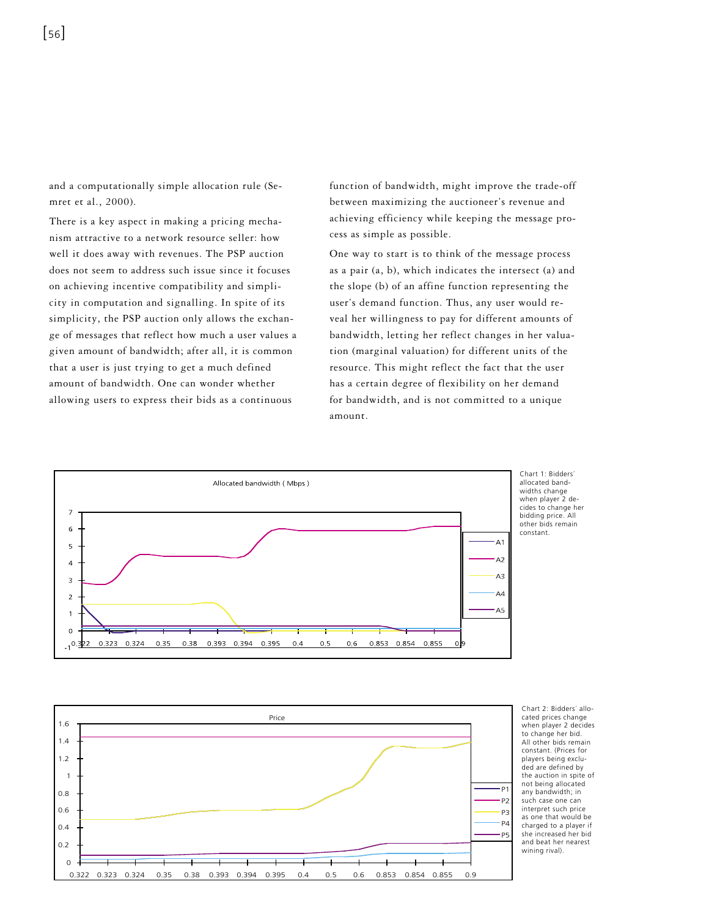and a computationally simple allocation rule (Semret et al., 2000).

There is a key aspect in making a pricing mechanism attractive to a network resource seller: how well it does away with revenues. The PSP auction does not seem to address such issue since it focuses on achieving incentive compatibility and simplicity in computation and signalling. In spite of its simplicity, the PSP auction only allows the exchange of messages that reflect how much a user values a given amount of bandwidth; after all, it is common that a user is just trying to get a much defined amount of bandwidth. One can wonder whether allowing users to express their bids as a continuous function of bandwidth, might improve the trade-off between maximizing the auctioneer's revenue and achieving efficiency while keeping the message process as simple as possible.

One way to start is to think of the message process as a pair (a, b), which indicates the intersect (a) and the slope (b) of an affine function representing the user's demand function. Thus, any user would reveal her willingness to pay for different amounts of bandwidth, letting her reflect changes in her valuation (marginal valuation) for different units of the resource. This might reflect the fact that the user has a certain degree of flexibility on her demand for bandwidth, and is not committed to a unique amount.

Chart 1: Bidders´ allocated bandwidths change when player 2 decides to change her bidding price. All other bids remain constant.

Chart 2: Bidders´ allocated prices change when player 2 decides to change her bid. All other bids remain constant. (Prices for players being excluded are defined by the auction in spite of not being allocated any bandwidth; in such case one can interpret such price as one that would be charged to a player if she increased her bid and beat her nearest wining rival).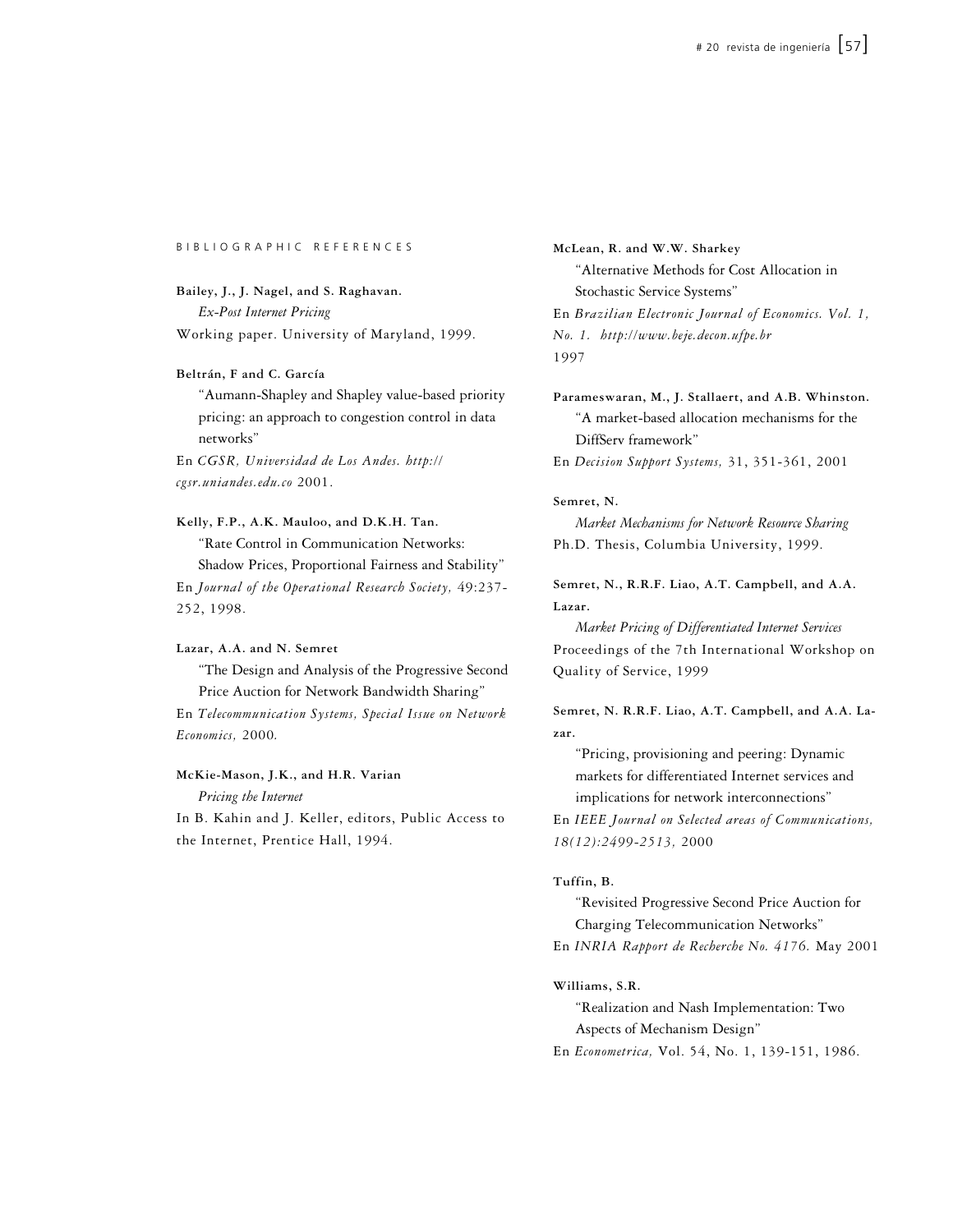## BIBLIOGRAPHIC REFERENCES

**Bailey, J., J. Nagel, and S. Raghavan.**
*Ex-Post Internet Pricing*
Working paper. University of Maryland, 1999.

**Beltrán, F and C. García**
"Aumann-Shapley and Shapley value-based priority pricing: an approach to congestion control in data networks"
En *CGSR, Universidad de Los Andes. http://cgsr.uniandes.edu.co* 2001.

**Kelly, F.P., A.K. Mauloo, and D.K.H. Tan.**
"Rate Control in Communication Networks: Shadow Prices, Proportional Fairness and Stability"
En *Journal of the Operational Research Society,* 49:237-252, 1998.

**Lazar, A.A. and N. Semret**
"The Design and Analysis of the Progressive Second Price Auction for Network Bandwidth Sharing"
En *Telecommunication Systems, Special Issue on Network Economics,* 2000.

**McKie-Mason, J.K., and H.R. Varian**
*Pricing the Internet*
In B. Kahin and J. Keller, editors, Public Access to the Internet, Prentice Hall, 1994.

**McLean, R. and W.W. Sharkey**
"Alternative Methods for Cost Allocation in Stochastic Service Systems"
En *Brazilian Electronic Journal of Economics. Vol. 1, No. 1. http://www.beje.decon.ufpe.br*
1997

**Parameswaran, M., J. Stallaert, and A.B. Whinston.**
"A market-based allocation mechanisms for the DiffServ framework"
En *Decision Support Systems,* 31, 351-361, 2001

**Semret, N.**
*Market Mechanisms for Network Resource Sharing*
Ph.D. Thesis, Columbia University, 1999.

**Semret, N., R.R.F. Liao, A.T. Campbell, and A.A. Lazar.**
*Market Pricing of Differentiated Internet Services*
Proceedings of the 7th International Workshop on Quality of Service, 1999

**Semret, N. R.R.F. Liao, A.T. Campbell, and A.A. Lazar.**
"Pricing, provisioning and peering: Dynamic markets for differentiated Internet services and implications for network interconnections"
En *IEEE Journal on Selected areas of Communications, 18(12):2499-2513,* 2000

**Tuffin, B.**
"Revisited Progressive Second Price Auction for Charging Telecommunication Networks"
En *INRIA Rapport de Recherche No. 4176.* May 2001

**Williams, S.R.**
"Realization and Nash Implementation: Two Aspects of Mechanism Design"
En *Econometrica,* Vol. 54, No. 1, 139-151, 1986.